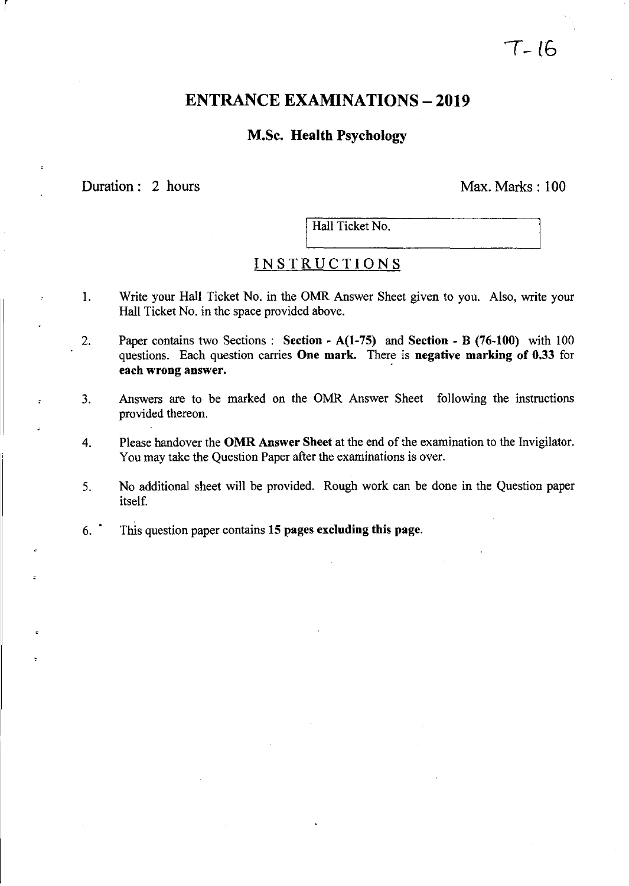T-16

# ENTRANCE EXAMINATIONS – 2019

## M.Sc. Health Psychology

Duration : 2 hours

Max. Marks : 100

Hall Ticket No.

## INSTRUCTIONS

1. Write your Hall Ticket No. in the OMR Answer Sheet given to you. Also, write your Hall Ticket No. in the space provided above.

2. Paper contains two Sections : **Section - A(1-75)** and **Section - B (76-100)** with 100 questions. Each question carries **One mark.** There is **negative marking of 0.33** for **each wrong answer.**

3. Answers are to be marked on the OMR Answer Sheet following the instructions provided thereon.

4. Please handover the **OMR Answer Sheet** at the end of the examination to the Invigilator. You may take the Question Paper after the examinations is over.

5. No additional sheet will be provided. Rough work can be done in the Question paper itself.

6. This question paper contains **15 pages excluding this page.**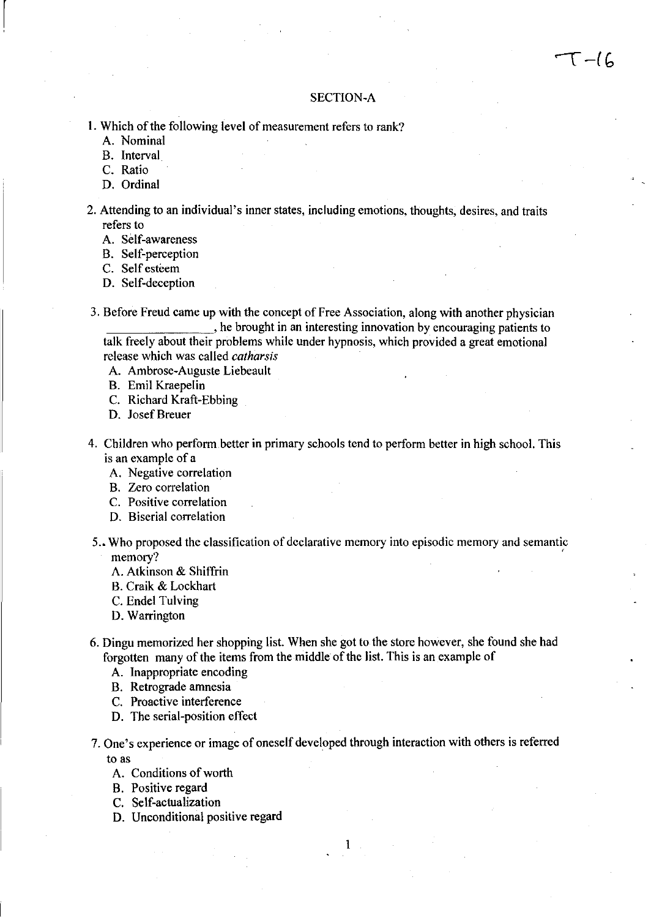T-16

## SECTION-A

1. Which of the following level of measurement refers to rank?
   A. Nominal
   B. Interval
   C. Ratio
   D. Ordinal

2. Attending to an individual's inner states, including emotions, thoughts, desires, and traits refers to
   A. Self-awareness
   B. Self-perception
   C. Self esteem
   D. Self-deception

3. Before Freud came up with the concept of Free Association, along with another physician ______________, he brought in an interesting innovation by encouraging patients to talk freely about their problems while under hypnosis, which provided a great emotional release which was called *catharsis*
   A. Ambrose-Auguste Liebeault
   B. Emil Kraepelin
   C. Richard Kraft-Ebbing
   D. Josef Breuer

4. Children who perform better in primary schools tend to perform better in high school. This is an example of a
   A. Negative correlation
   B. Zero correlation
   C. Positive correlation
   D. Biserial correlation

5. Who proposed the classification of declarative memory into episodic memory and semantic memory?
   A. Atkinson & Shiffrin
   B. Craik & Lockhart
   C. Endel Tulving
   D. Warrington

6. Dingu memorized her shopping list. When she got to the store however, she found she had forgotten many of the items from the middle of the list. This is an example of
   A. Inappropriate encoding
   B. Retrograde amnesia
   C. Proactive interference
   D. The serial-position effect

7. One's experience or image of oneself developed through interaction with others is referred to as
   A. Conditions of worth
   B. Positive regard
   C. Self-actualization
   D. Unconditional positive regard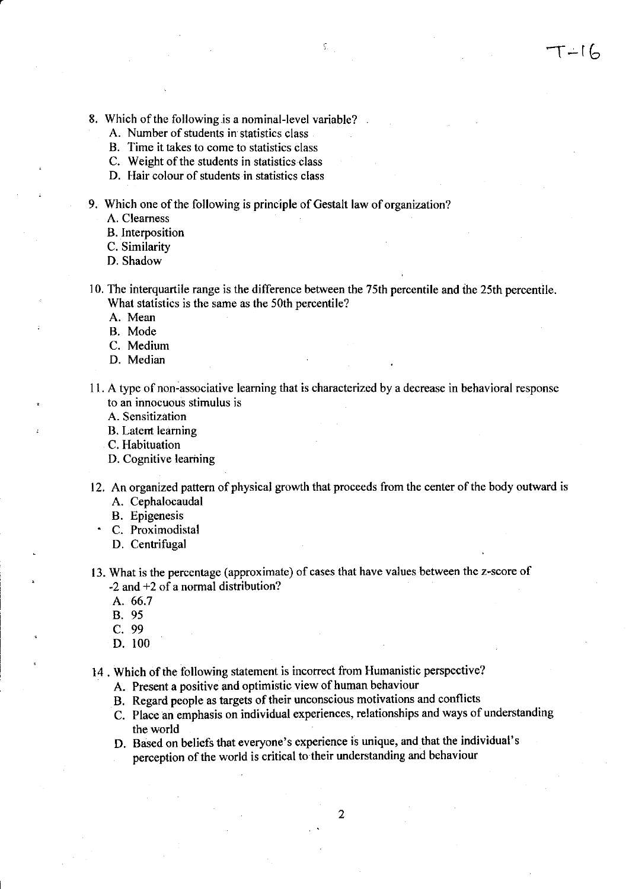8. Which of the following is a nominal-level variable?
   A. Number of students in statistics class
   B. Time it takes to come to statistics class
   C. Weight of the students in statistics class
   D. Hair colour of students in statistics class

9. Which one of the following is principle of Gestalt law of organization?
   A. Clearness
   B. Interposition
   C. Similarity
   D. Shadow

10. The interquartile range is the difference between the 75th percentile and the 25th percentile. What statistics is the same as the 50th percentile?
    A. Mean
    B. Mode
    C. Medium
    D. Median

11. A type of non-associative learning that is characterized by a decrease in behavioral response to an innocuous stimulus is
    A. Sensitization
    B. Latent learning
    C. Habituation
    D. Cognitive learning

12. An organized pattern of physical growth that proceeds from the center of the body outward is
    A. Cephalocaudal
    B. Epigenesis
    C. Proximodistal
    D. Centrifugal

13. What is the percentage (approximate) of cases that have values between the z-score of -2 and +2 of a normal distribution?
    A. 66.7
    B. 95
    C. 99
    D. 100

14. Which of the following statement is incorrect from Humanistic perspective?
    A. Present a positive and optimistic view of human behaviour
    B. Regard people as targets of their unconscious motivations and conflicts
    C. Place an emphasis on individual experiences, relationships and ways of understanding the world
    D. Based on beliefs that everyone's experience is unique, and that the individual's perception of the world is critical to their understanding and behaviour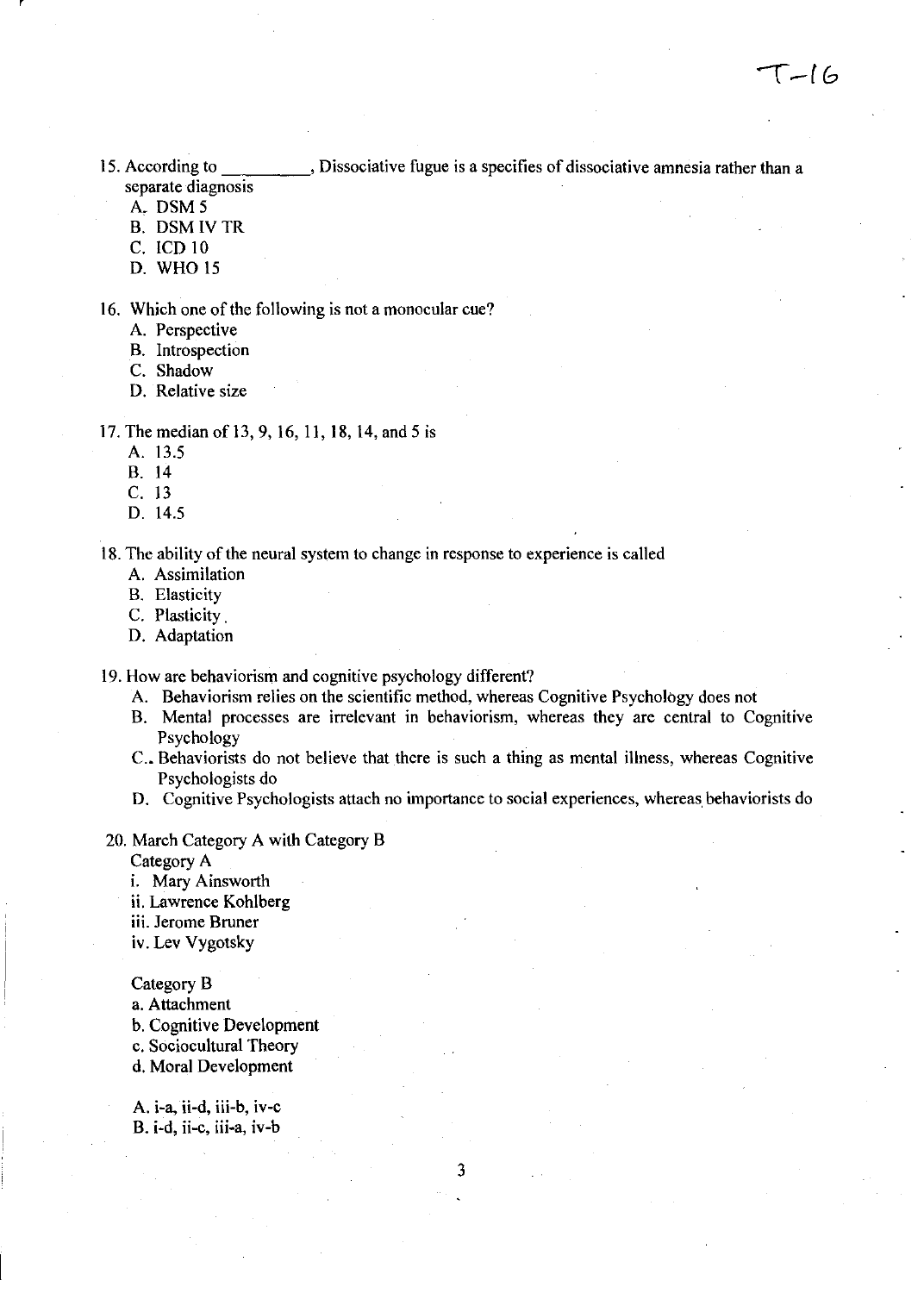T-16

15. According to _________, Dissociative fugue is a specifies of dissociative amnesia rather than a separate diagnosis
    A. DSM 5
    B. DSM IV TR
    C. ICD 10
    D. WHO 15

16. Which one of the following is not a monocular cue?
    A. Perspective
    B. Introspection
    C. Shadow
    D. Relative size

17. The median of 13, 9, 16, 11, 18, 14, and 5 is
    A. 13.5
    B. 14
    C. 13
    D. 14.5

18. The ability of the neural system to change in response to experience is called
    A. Assimilation
    B. Elasticity
    C. Plasticity
    D. Adaptation

19. How are behaviorism and cognitive psychology different?
    A. Behaviorism relies on the scientific method, whereas Cognitive Psychology does not
    B. Mental processes are irrelevant in behaviorism, whereas they are central to Cognitive Psychology
    C. Behaviorists do not believe that there is such a thing as mental illness, whereas Cognitive Psychologists do
    D. Cognitive Psychologists attach no importance to social experiences, whereas behaviorists do

20. March Category A with Category B

    Category A
    i. Mary Ainsworth
    ii. Lawrence Kohlberg
    iii. Jerome Bruner
    iv. Lev Vygotsky

    Category B
    a. Attachment
    b. Cognitive Development
    c. Sociocultural Theory
    d. Moral Development

    A. i-a, ii-d, iii-b, iv-c
    B. i-d, ii-c, iii-a, iv-b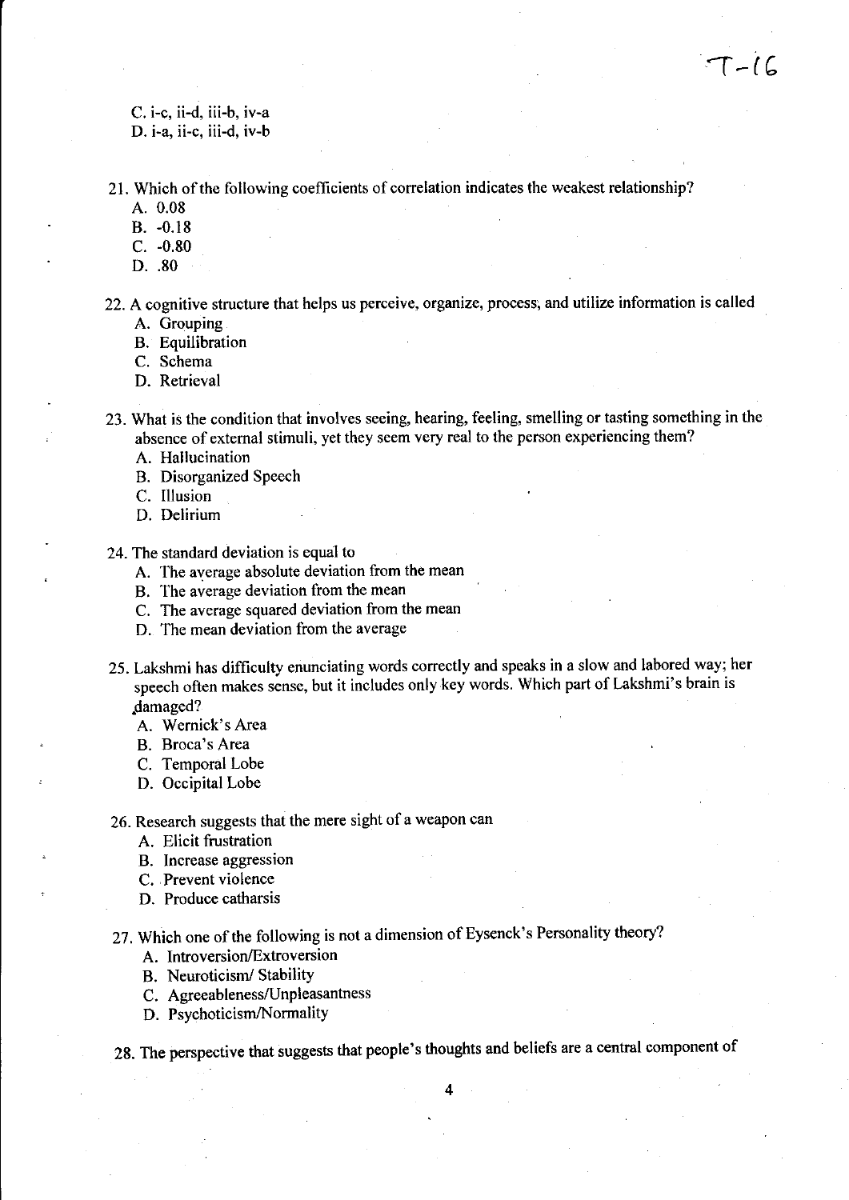C. i-c, ii-d, iii-b, iv-a
D. i-a, ii-c, iii-d, iv-b

21. Which of the following coefficients of correlation indicates the weakest relationship?
    A. 0.08
    B. -0.18
    C. -0.80
    D. .80

22. A cognitive structure that helps us perceive, organize, process, and utilize information is called
    A. Grouping
    B. Equilibration
    C. Schema
    D. Retrieval

23. What is the condition that involves seeing, hearing, feeling, smelling or tasting something in the absence of external stimuli, yet they seem very real to the person experiencing them?
    A. Hallucination
    B. Disorganized Speech
    C. Illusion
    D. Delirium

24. The standard deviation is equal to
    A. The average absolute deviation from the mean
    B. The average deviation from the mean
    C. The average squared deviation from the mean
    D. The mean deviation from the average

25. Lakshmi has difficulty enunciating words correctly and speaks in a slow and labored way; her speech often makes sense, but it includes only key words. Which part of Lakshmi's brain is damaged?
    A. Wernick's Area
    B. Broca's Area
    C. Temporal Lobe
    D. Occipital Lobe

26. Research suggests that the mere sight of a weapon can
    A. Elicit frustration
    B. Increase aggression
    C. Prevent violence
    D. Produce catharsis

27. Which one of the following is not a dimension of Eysenck's Personality theory?
    A. Introversion/Extroversion
    B. Neuroticism/ Stability
    C. Agreeableness/Unpleasantness
    D. Psychoticism/Normality

28. The perspective that suggests that people's thoughts and beliefs are a central component of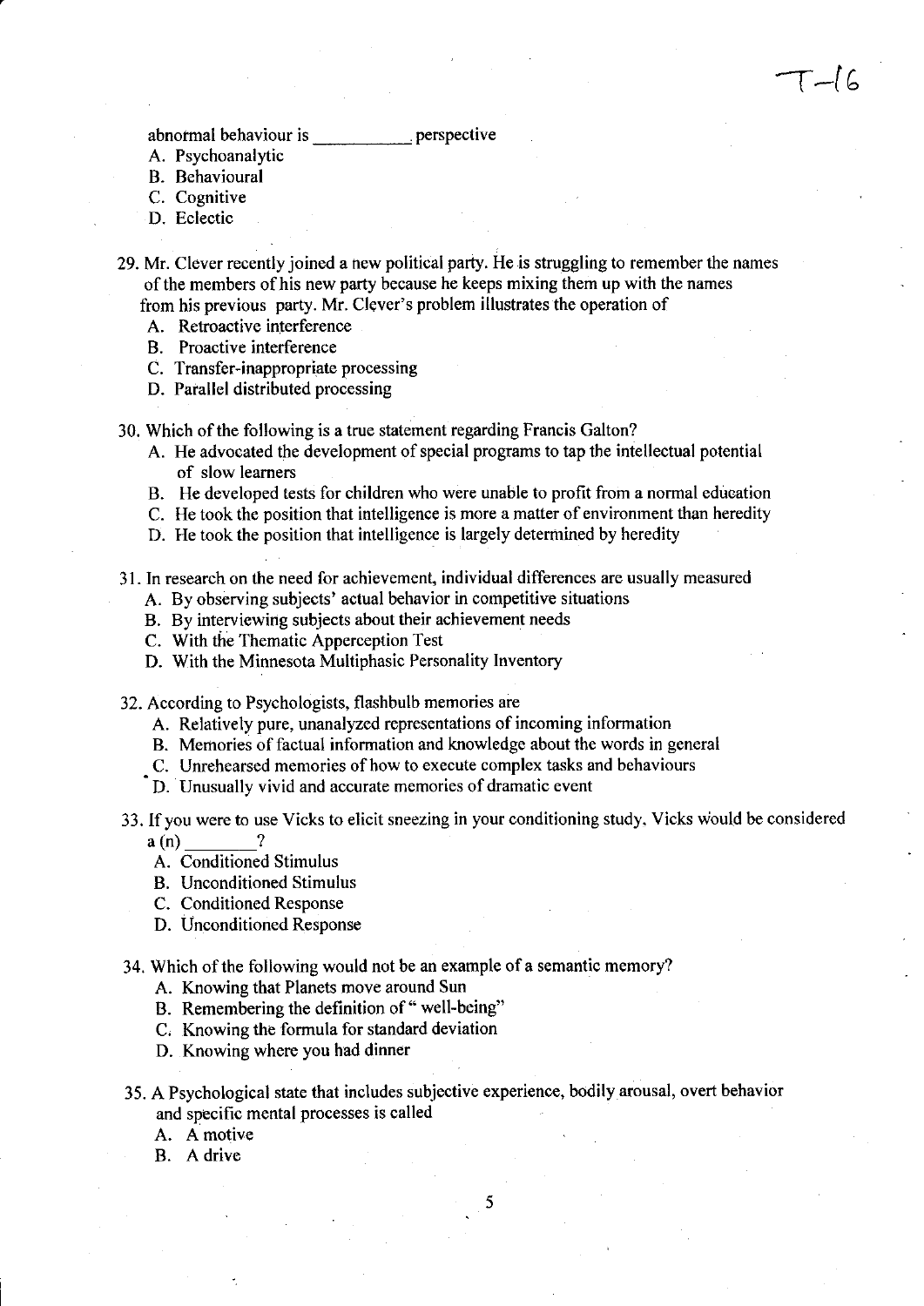abnormal behaviour is __________ perspective

A. Psychoanalytic
B. Behavioural
C. Cognitive
D. Eclectic

29. Mr. Clever recently joined a new political party. He is struggling to remember the names of the members of his new party because he keeps mixing them up with the names from his previous party. Mr. Clever's problem illustrates the operation of
    A. Retroactive interference
    B. Proactive interference
    C. Transfer-inappropriate processing
    D. Parallel distributed processing

30. Which of the following is a true statement regarding Francis Galton?
    A. He advocated the development of special programs to tap the intellectual potential of slow learners
    B. He developed tests for children who were unable to profit from a normal education
    C. He took the position that intelligence is more a matter of environment than heredity
    D. He took the position that intelligence is largely determined by heredity

31. In research on the need for achievement, individual differences are usually measured
    A. By observing subjects' actual behavior in competitive situations
    B. By interviewing subjects about their achievement needs
    C. With the Thematic Apperception Test
    D. With the Minnesota Multiphasic Personality Inventory

32. According to Psychologists, flashbulb memories are
    A. Relatively pure, unanalyzed representations of incoming information
    B. Memories of factual information and knowledge about the words in general
    C. Unrehearsed memories of how to execute complex tasks and behaviours
    D. Unusually vivid and accurate memories of dramatic event

33. If you were to use Vicks to elicit sneezing in your conditioning study, Vicks would be considered a (n) ________?
    A. Conditioned Stimulus
    B. Unconditioned Stimulus
    C. Conditioned Response
    D. Unconditioned Response

34. Which of the following would not be an example of a semantic memory?
    A. Knowing that Planets move around Sun
    B. Remembering the definition of " well-being"
    C. Knowing the formula for standard deviation
    D. Knowing where you had dinner

35. A Psychological state that includes subjective experience, bodily arousal, overt behavior and specific mental processes is called
    A. A motive
    B. A drive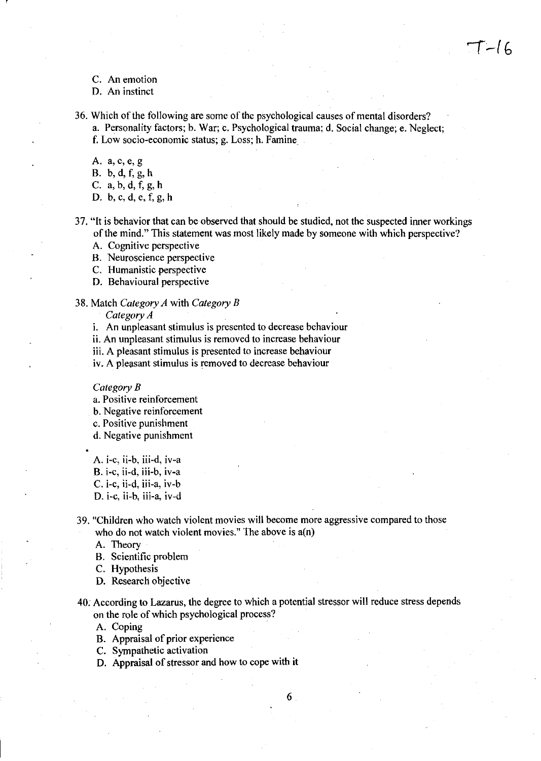C. An emotion
D. An instinct

36. Which of the following are some of the psychological causes of mental disorders?
a. Personality factors; b. War; c. Psychological trauma; d. Social change; e. Neglect; f. Low socio-economic status; g. Loss; h. Famine

A. a, c, e, g
B. b, d, f, g, h
C. a, b, d, f, g, h
D. b, c, d, e, f, g, h

37. "It is behavior that can be observed that should be studied, not the suspected inner workings of the mind." This statement was most likely made by someone with which perspective?
A. Cognitive perspective
B. Neuroscience perspective
C. Humanistic perspective
D. Behavioural perspective

38. Match *Category A* with *Category B*

*Category A*

i. An unpleasant stimulus is presented to decrease behaviour
ii. An unpleasant stimulus is removed to increase behaviour
iii. A pleasant stimulus is presented to increase behaviour
iv. A pleasant stimulus is removed to decrease behaviour

*Category B*

a. Positive reinforcement
b. Negative reinforcement
c. Positive punishment
d. Negative punishment

A. i-c, ii-b, iii-d, iv-a
B. i-c, ii-d, iii-b, iv-a
C. i-c, ii-d, iii-a, iv-b
D. i-c, ii-b, iii-a, iv-d

39. "Children who watch violent movies will become more aggressive compared to those who do not watch violent movies." The above is a(n)
A. Theory
B. Scientific problem
C. Hypothesis
D. Research objective

40. According to Lazarus, the degree to which a potential stressor will reduce stress depends on the role of which psychological process?
A. Coping
B. Appraisal of prior experience
C. Sympathetic activation
D. Appraisal of stressor and how to cope with it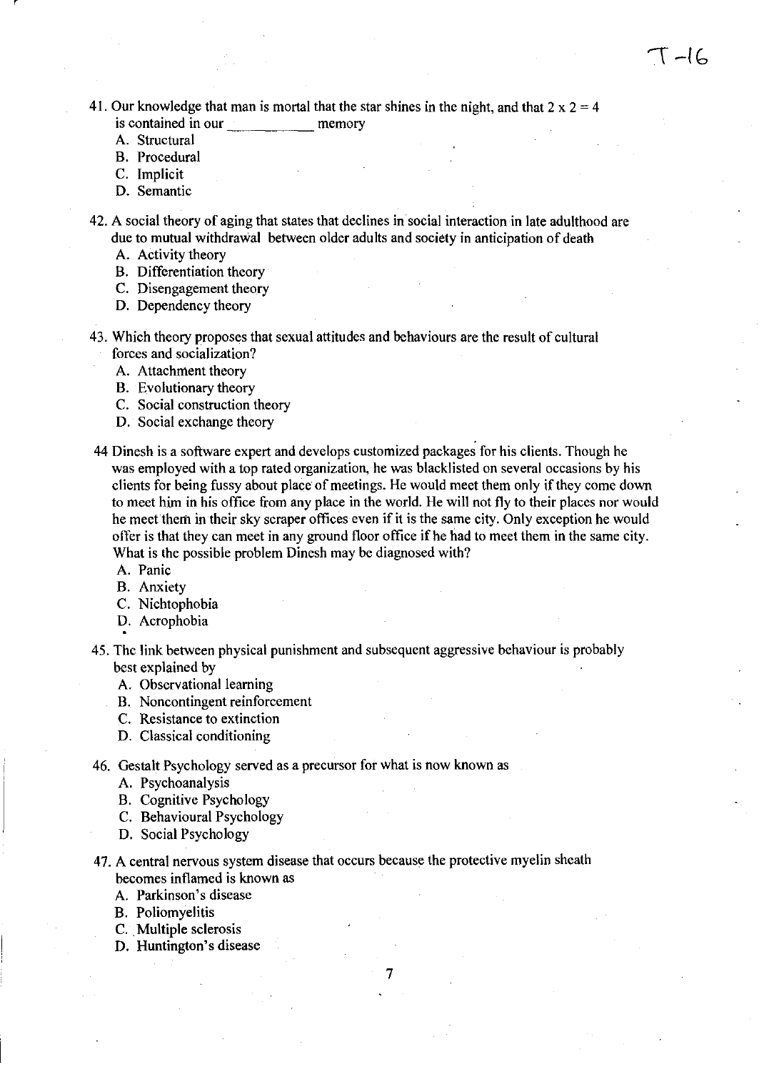41. Our knowledge that man is mortal that the star shines in the night, and that $2 \times 2 = 4$ is contained in our ___________ memory
   A. Structural
   B. Procedural
   C. Implicit
   D. Semantic

42. A social theory of aging that states that declines in social interaction in late adulthood are due to mutual withdrawal between older adults and society in anticipation of death
   A. Activity theory
   B. Differentiation theory
   C. Disengagement theory
   D. Dependency theory

43. Which theory proposes that sexual attitudes and behaviours are the result of cultural forces and socialization?
   A. Attachment theory
   B. Evolutionary theory
   C. Social construction theory
   D. Social exchange theory

44 Dinesh is a software expert and develops customized packages for his clients. Though he was employed with a top rated organization, he was blacklisted on several occasions by his clients for being fussy about place of meetings. He would meet them only if they come down to meet him in his office from any place in the world. He will not fly to their places nor would he meet them in their sky scraper offices even if it is the same city. Only exception he would offer is that they can meet in any ground floor office if he had to meet them in the same city. What is the possible problem Dinesh may be diagnosed with?
   A. Panic
   B. Anxiety
   C. Nichtophobia
   D. Acrophobia

45. The link between physical punishment and subsequent aggressive behaviour is probably best explained by
   A. Observational learning
   B. Noncontingent reinforcement
   C. Resistance to extinction
   D. Classical conditioning

46. Gestalt Psychology served as a precursor for what is now known as
   A. Psychoanalysis
   B. Cognitive Psychology
   C. Behavioural Psychology
   D. Social Psychology

47. A central nervous system disease that occurs because the protective myelin sheath becomes inflamed is known as
   A. Parkinson's disease
   B. Poliomyelitis
   C. Multiple sclerosis
   D. Huntington's disease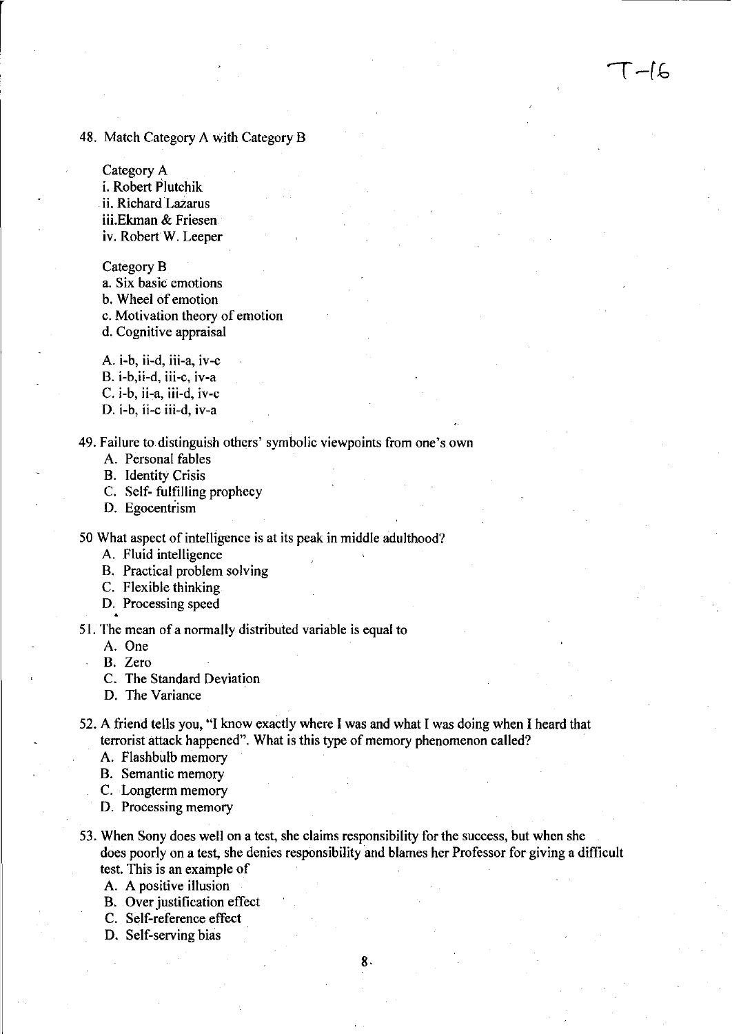48. Match Category A with Category B

Category A
i. Robert Plutchik
ii. Richard Lazarus
iii.Ekman & Friesen
iv. Robert W. Leeper

Category B
a. Six basic emotions
b. Wheel of emotion
c. Motivation theory of emotion
d. Cognitive appraisal

A. i-b, ii-d, iii-a, iv-c
B. i-b,ii-d, iii-c, iv-a
C. i-b, ii-a, iii-d, iv-c
D. i-b, ii-c iii-d, iv-a

49. Failure to distinguish others' symbolic viewpoints from one's own
   - A. Personal fables
   - B. Identity Crisis
   - C. Self- fulfilling prophecy
   - D. Egocentrism

50 What aspect of intelligence is at its peak in middle adulthood?
   - A. Fluid intelligence
   - B. Practical problem solving
   - C. Flexible thinking
   - D. Processing speed

51. The mean of a normally distributed variable is equal to
   - A. One
   - B. Zero
   - C. The Standard Deviation
   - D. The Variance

52. A friend tells you, "I know exactly where I was and what I was doing when I heard that terrorist attack happened". What is this type of memory phenomenon called?
   - A. Flashbulb memory
   - B. Semantic memory
   - C. Longterm memory
   - D. Processing memory

53. When Sony does well on a test, she claims responsibility for the success, but when she does poorly on a test, she denies responsibility and blames her Professor for giving a difficult test. This is an example of
   - A. A positive illusion
   - B. Over justification effect
   - C. Self-reference effect
   - D. Self-serving bias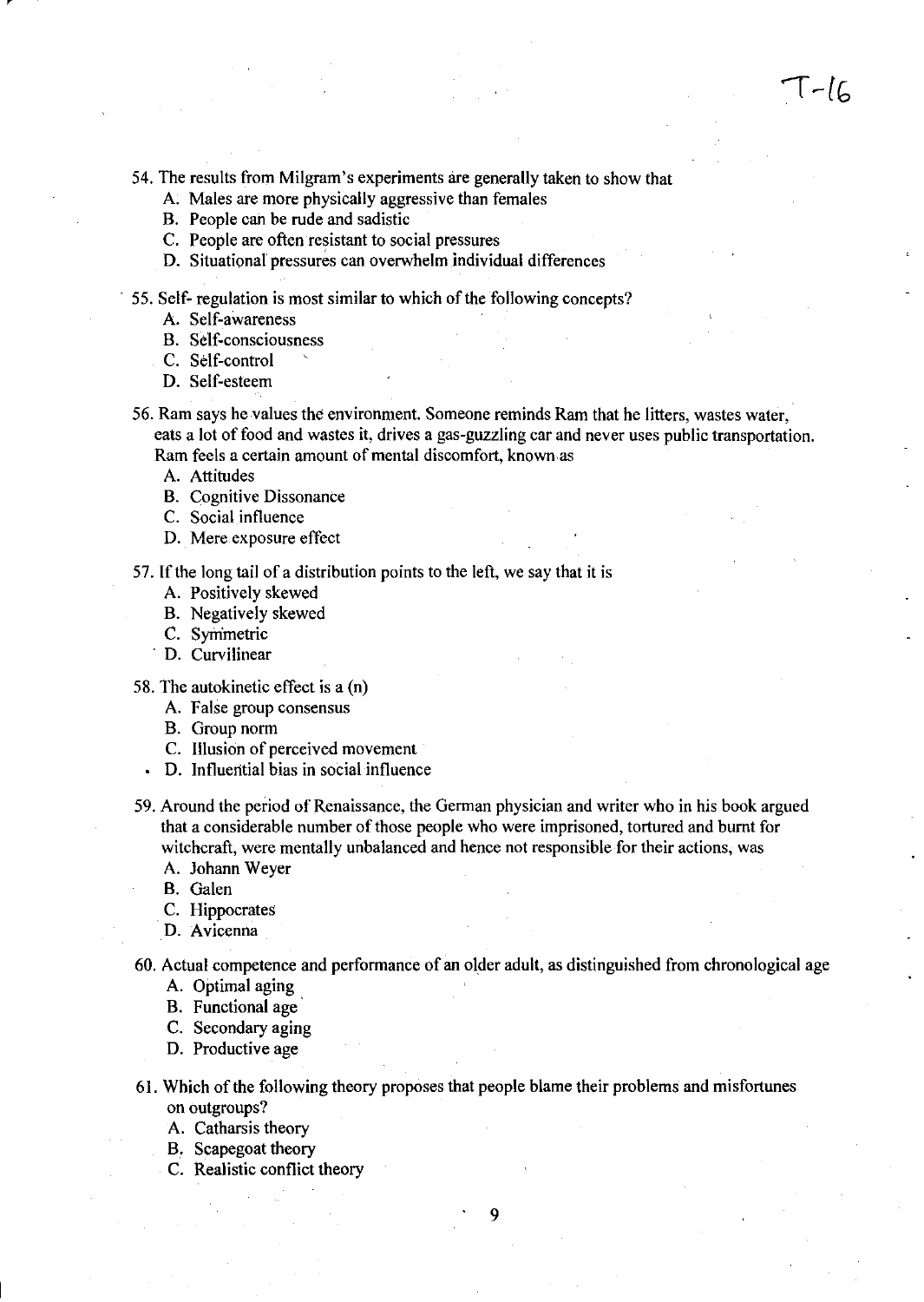T-16

54. The results from Milgram's experiments are generally taken to show that
    A. Males are more physically aggressive than females
    B. People can be rude and sadistic
    C. People are often resistant to social pressures
    D. Situational pressures can overwhelm individual differences

55. Self- regulation is most similar to which of the following concepts?
    A. Self-awareness
    B. Self-consciousness
    C. Self-control
    D. Self-esteem

56. Ram says he values the environment. Someone reminds Ram that he litters, wastes water, eats a lot of food and wastes it, drives a gas-guzzling car and never uses public transportation. Ram feels a certain amount of mental discomfort, known as
    A. Attitudes
    B. Cognitive Dissonance
    C. Social influence
    D. Mere exposure effect

57. If the long tail of a distribution points to the left, we say that it is
    A. Positively skewed
    B. Negatively skewed
    C. Symmetric
    D. Curvilinear

58. The autokinetic effect is a (n)
    A. False group consensus
    B. Group norm
    C. Illusion of perceived movement
    D. Influential bias in social influence

59. Around the period of Renaissance, the German physician and writer who in his book argued that a considerable number of those people who were imprisoned, tortured and burnt for witchcraft, were mentally unbalanced and hence not responsible for their actions, was
    A. Johann Weyer
    B. Galen
    C. Hippocrates
    D. Avicenna

60. Actual competence and performance of an older adult, as distinguished from chronological age
    A. Optimal aging
    B. Functional age
    C. Secondary aging
    D. Productive age

61. Which of the following theory proposes that people blame their problems and misfortunes on outgroups?
    A. Catharsis theory
    B. Scapegoat theory
    C. Realistic conflict theory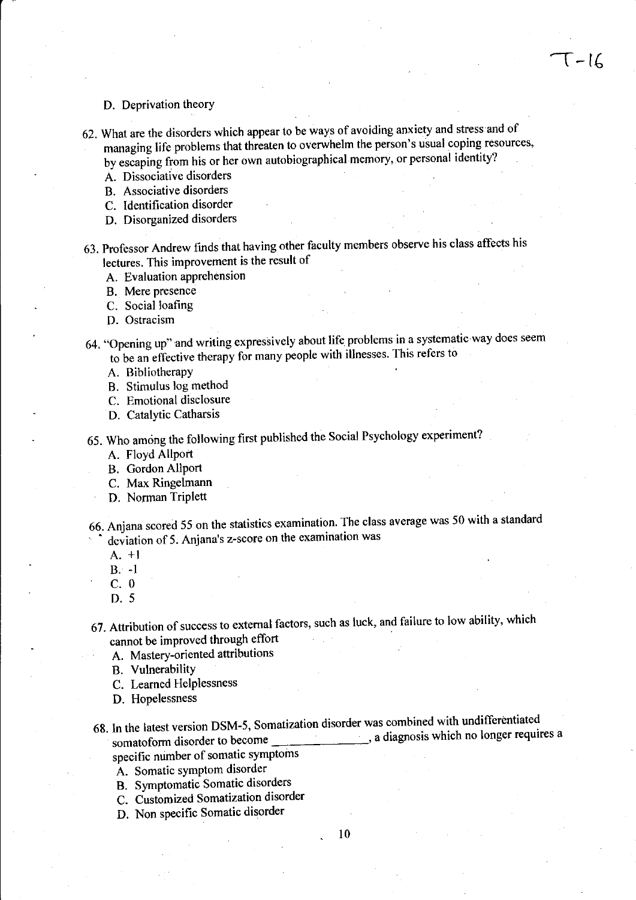D. Deprivation theory

62. What are the disorders which appear to be ways of avoiding anxiety and stress and of managing life problems that threaten to overwhelm the person's usual coping resources, by escaping from his or her own autobiographical memory, or personal identity?
    A. Dissociative disorders
    B. Associative disorders
    C. Identification disorder
    D. Disorganized disorders

63. Professor Andrew finds that having other faculty members observe his class affects his lectures. This improvement is the result of
    A. Evaluation apprehension
    B. Mere presence
    C. Social loafing
    D. Ostracism

64. "Opening up" and writing expressively about life problems in a systematic way does seem to be an effective therapy for many people with illnesses. This refers to
    A. Bibliotherapy
    B. Stimulus log method
    C. Emotional disclosure
    D. Catalytic Catharsis

65. Who among the following first published the Social Psychology experiment?
    A. Floyd Allport
    B. Gordon Allport
    C. Max Ringelmann
    D. Norman Triplett

66. Anjana scored 55 on the statistics examination. The class average was 50 with a standard deviation of 5. Anjana's z-score on the examination was
    A. +1
    B. -1
    C. 0
    D. 5

67. Attribution of success to external factors, such as luck, and failure to low ability, which cannot be improved through effort
    A. Mastery-oriented attributions
    B. Vulnerability
    C. Learned Helplessness
    D. Hopelessness

68. In the latest version DSM-5, Somatization disorder was combined with undifferentiated somatoform disorder to become _______________, a diagnosis which no longer requires a specific number of somatic symptoms
    A. Somatic symptom disorder
    B. Symptomatic Somatic disorders
    C. Customized Somatization disorder
    D. Non specific Somatic disorder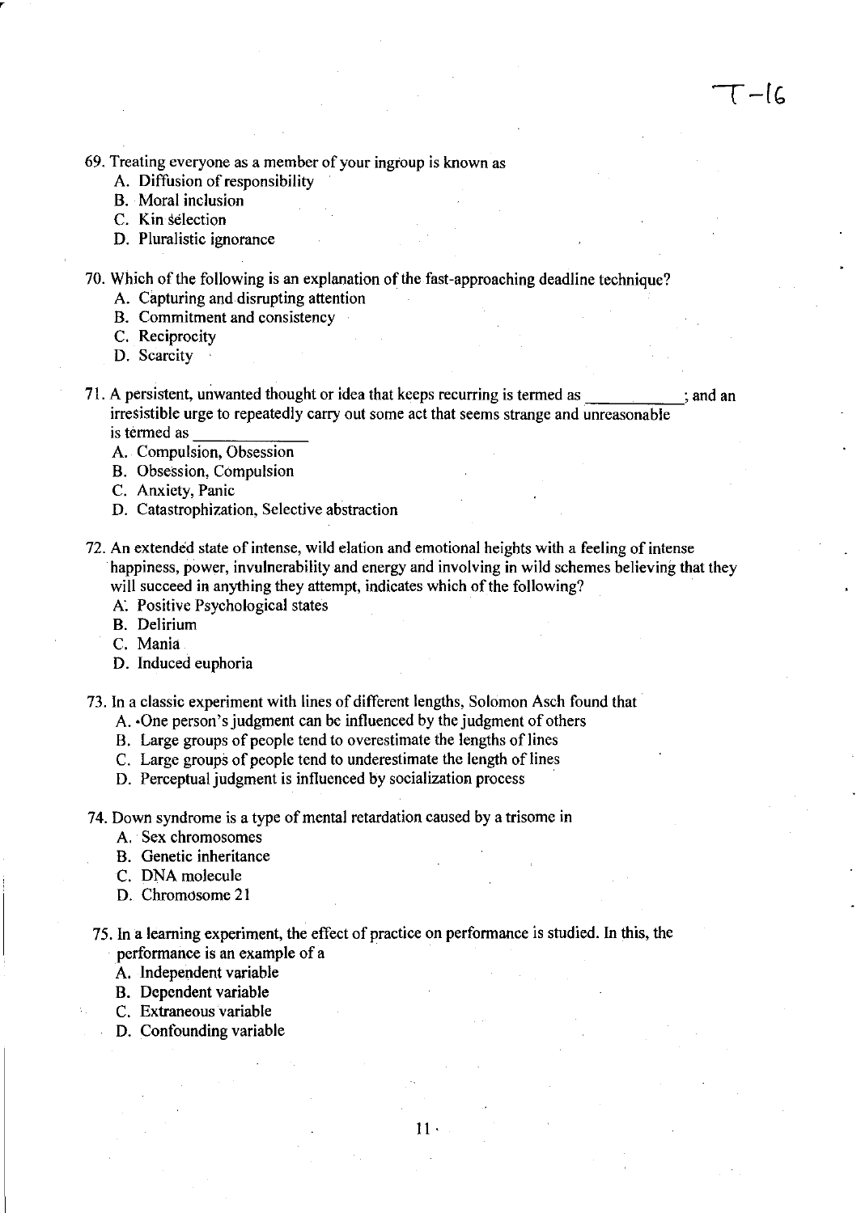69. Treating everyone as a member of your ingroup is known as
    A. Diffusion of responsibility
    B. Moral inclusion
    C. Kin selection
    D. Pluralistic ignorance

70. Which of the following is an explanation of the fast-approaching deadline technique?
    A. Capturing and disrupting attention
    B. Commitment and consistency
    C. Reciprocity
    D. Scarcity

71. A persistent, unwanted thought or idea that keeps recurring is termed as ___________; and an irresistible urge to repeatedly carry out some act that seems strange and unreasonable is termed as ___________
    A. Compulsion, Obsession
    B. Obsession, Compulsion
    C. Anxiety, Panic
    D. Catastrophization, Selective abstraction

72. An extended state of intense, wild elation and emotional heights with a feeling of intense happiness, power, invulnerability and energy and involving in wild schemes believing that they will succeed in anything they attempt, indicates which of the following?
    A. Positive Psychological states
    B. Delirium
    C. Mania
    D. Induced euphoria

73. In a classic experiment with lines of different lengths, Solomon Asch found that
    A. One person's judgment can be influenced by the judgment of others
    B. Large groups of people tend to overestimate the lengths of lines
    C. Large groups of people tend to underestimate the length of lines
    D. Perceptual judgment is influenced by socialization process

74. Down syndrome is a type of mental retardation caused by a trisome in
    A. Sex chromosomes
    B. Genetic inheritance
    C. DNA molecule
    D. Chromosome 21

75. In a learning experiment, the effect of practice on performance is studied. In this, the performance is an example of a
    A. Independent variable
    B. Dependent variable
    C. Extraneous variable
    D. Confounding variable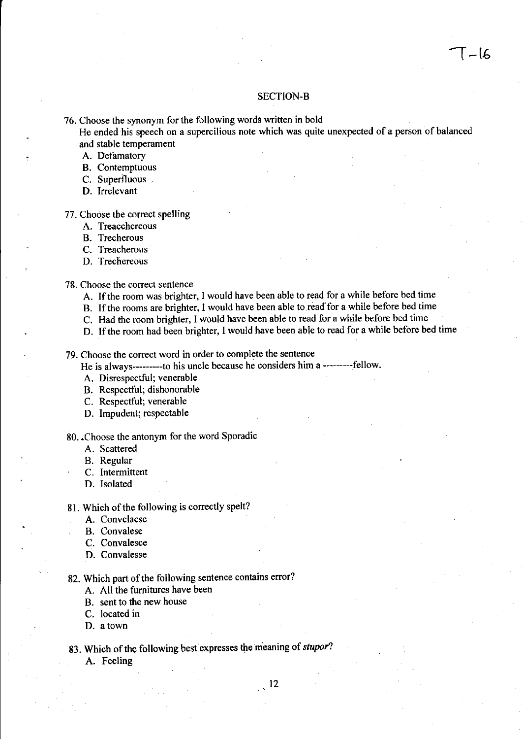## SECTION-B

76. Choose the synonym for the following words written in bold
    He ended his speech on a supercilious note which was quite unexpected of a person of balanced and stable temperament
    - A. Defamatory
    - B. Contemptuous
    - C. Superfluous
    - D. Irrelevant

77. Choose the correct spelling
    - A. Treacchereous
    - B. Trecherous
    - C. Treacherous
    - D. Trechereous

78. Choose the correct sentence
    - A. If the room was brighter, I would have been able to read for a while before bed time
    - B. If the rooms are brighter, I would have been able to read for a while before bed time
    - C. Had the room brighter, I would have been able to read for a while before bed time
    - D. If the room had been brighter, I would have been able to read for a while before bed time

79. Choose the correct word in order to complete the sentence
    He is always---------to his uncle because he considers him a ---------fellow.
    - A. Disrespectful; venerable
    - B. Respectful; dishonorable
    - C. Respectful; venerable
    - D. Impudent; respectable

80. Choose the antonym for the word Sporadic
    - A. Scattered
    - B. Regular
    - C. Intermittent
    - D. Isolated

81. Which of the following is correctly spelt?
    - A. Convelacse
    - B. Convalese
    - C. Convalesce
    - D. Convalesse

82. Which part of the following sentence contains error?
    - A. All the furnitures have been
    - B. sent to the new house
    - C. located in
    - D. a town

83. Which of the following best expresses the meaning of *stupor*?
    - A. Feeling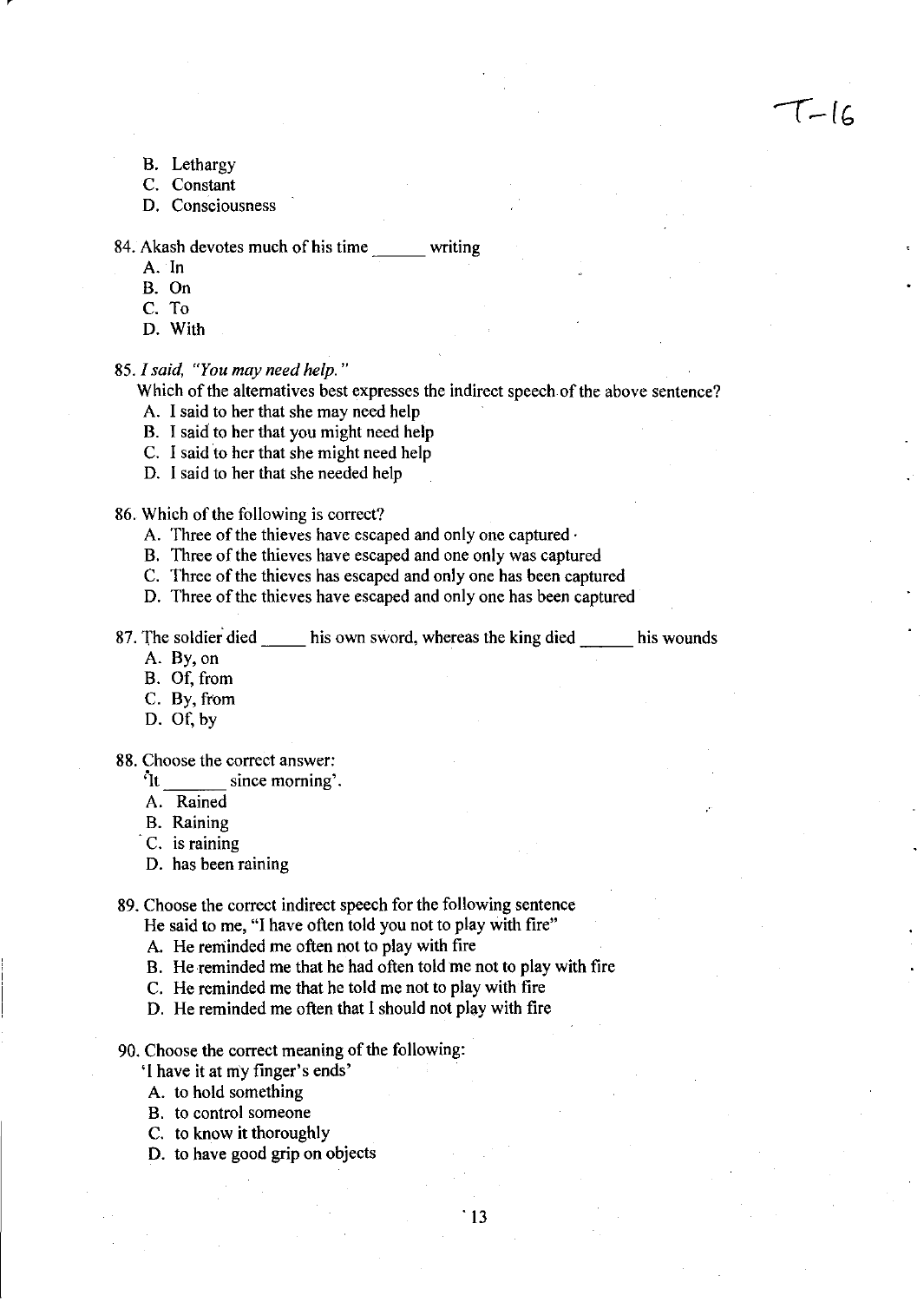B. Lethargy
C. Constant
D. Consciousness

84. Akash devotes much of his time ______ writing
   A. In
   B. On
   C. To
   D. With

85. *I said, "You may need help."*
   Which of the alternatives best expresses the indirect speech of the above sentence?
   A. I said to her that she may need help
   B. I said to her that you might need help
   C. I said to her that she might need help
   D. I said to her that she needed help

86. Which of the following is correct?
   A. Three of the thieves have escaped and only one captured
   B. Three of the thieves have escaped and one only was captured
   C. Three of the thieves has escaped and only one has been captured
   D. Three of the thieves have escaped and only one has been captured

87. The soldier died _____ his own sword, whereas the king died ______ his wounds
   A. By, on
   B. Of, from
   C. By, from
   D. Of, by

88. Choose the correct answer:
   'It _______ since morning'.
   A. Rained
   B. Raining
   C. is raining
   D. has been raining

89. Choose the correct indirect speech for the following sentence
   He said to me, "I have often told you not to play with fire"
   A. He reminded me often not to play with fire
   B. He reminded me that he had often told me not to play with fire
   C. He reminded me that he told me not to play with fire
   D. He reminded me often that I should not play with fire

90. Choose the correct meaning of the following:
   'I have it at my finger's ends'
   A. to hold something
   B. to control someone
   C. to know it thoroughly
   D. to have good grip on objects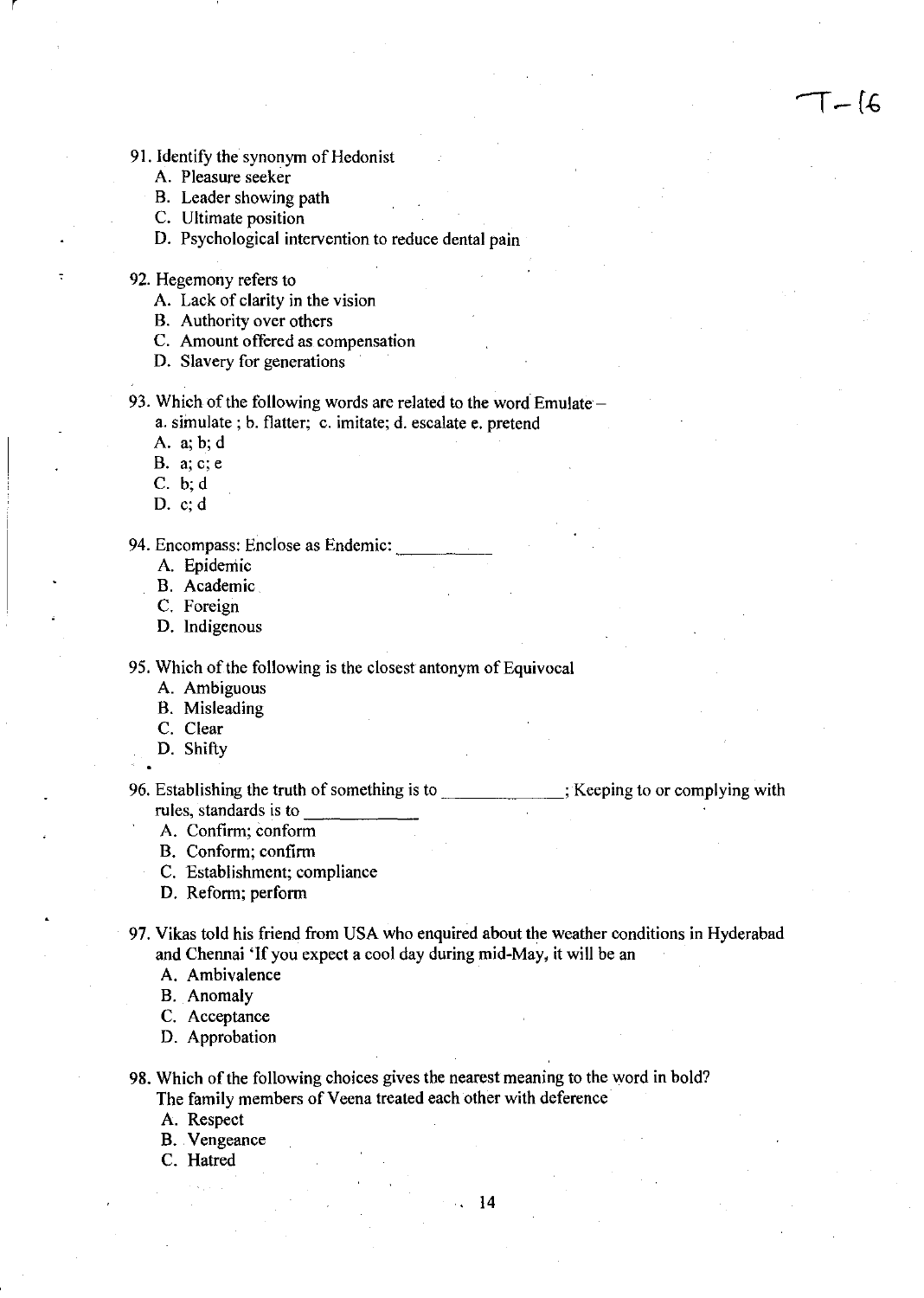91. Identify the synonym of Hedonist
    - A. Pleasure seeker
    - B. Leader showing path
    - C. Ultimate position
    - D. Psychological intervention to reduce dental pain

92. Hegemony refers to
    - A. Lack of clarity in the vision
    - B. Authority over others
    - C. Amount offered as compensation
    - D. Slavery for generations

93. Which of the following words are related to the word Emulate –
    a. simulate ; b. flatter; c. imitate; d. escalate e. pretend
    - A. a; b; d
    - B. a; c; e
    - C. b; d
    - D. c; d

94. Encompass: Enclose as Endemic: __________
    - A. Epidemic
    - B. Academic
    - C. Foreign
    - D. Indigenous

95. Which of the following is the closest antonym of Equivocal
    - A. Ambiguous
    - B. Misleading
    - C. Clear
    - D. Shifty

96. Establishing the truth of something is to ____________; Keeping to or complying with rules, standards is to ___________
    - A. Confirm; conform
    - B. Conform; confirm
    - C. Establishment; compliance
    - D. Reform; perform

97. Vikas told his friend from USA who enquired about the weather conditions in Hyderabad and Chennai 'If you expect a cool day during mid-May, it will be an
    - A. Ambivalence
    - B. Anomaly
    - C. Acceptance
    - D. Approbation

98. Which of the following choices gives the nearest meaning to the word in bold?
    The family members of Veena treated each other with deference
    - A. Respect
    - B. Vengeance
    - C. Hatred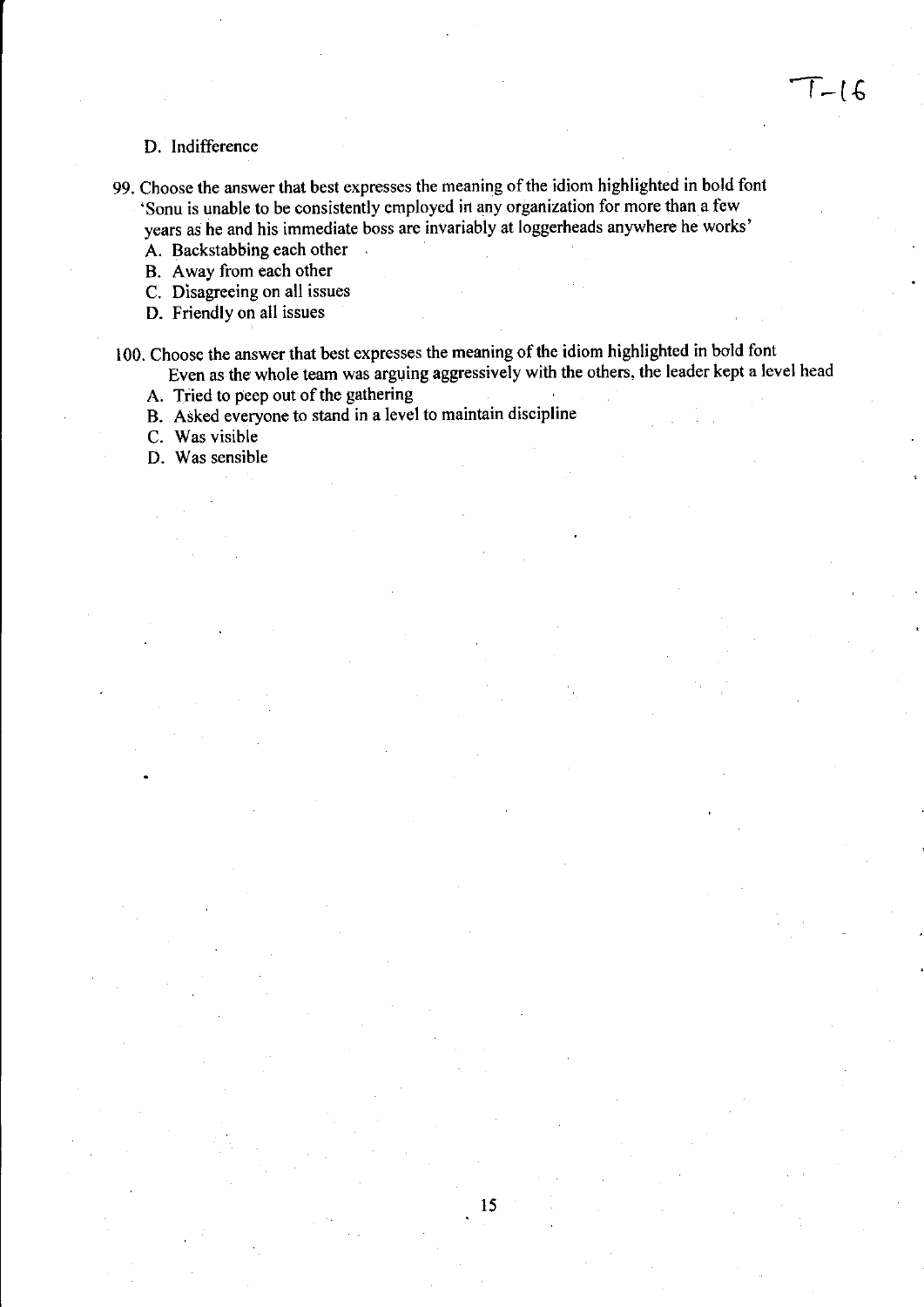D. Indifference

99. Choose the answer that best expresses the meaning of the idiom highlighted in bold font
    'Sonu is unable to be consistently employed in any organization for more than a few years as he and his immediate boss are invariably at loggerheads anywhere he works'
    A. Backstabbing each other
    B. Away from each other
    C. Disagreeing on all issues
    D. Friendly on all issues

100. Choose the answer that best expresses the meaning of the idiom highlighted in bold font
    Even as the whole team was arguing aggressively with the others, the leader kept a level head
    A. Tried to peep out of the gathering
    B. Asked everyone to stand in a level to maintain discipline
    C. Was visible
    D. Was sensible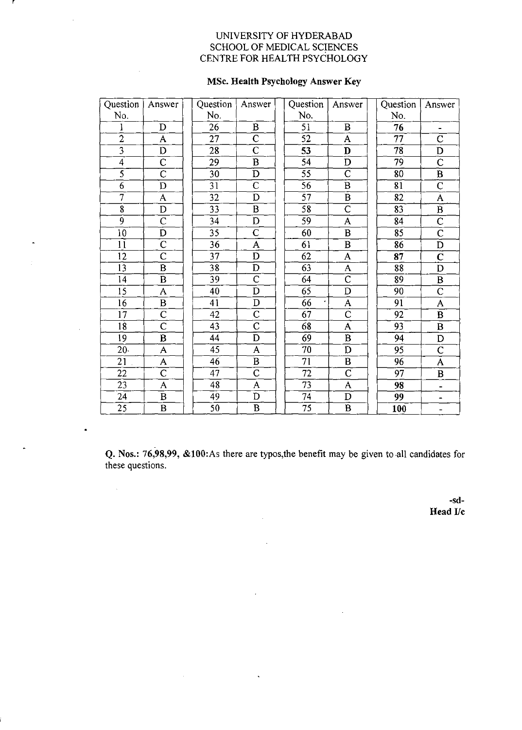UNIVERSITY OF HYDERABAD
SCHOOL OF MEDICAL SCIENCES
CENTRE FOR HEALTH PSYCHOLOGY

**MSc. Health Psychology Answer Key**

| Question No. | Answer | Question No. | Answer | Question No. | Answer | Question No. | Answer |
|---|---|---|---|---|---|---|---|
| 1 | D | 26 | B | 51 | B | **76** | - |
| 2 | A | 27 | C | 52 | A | 77 | C |
| 3 | D | 28 | C | **53** | **D** | 78 | D |
| 4 | C | 29 | B | 54 | D | 79 | C |
| 5 | C | 30 | D | 55 | C | 80 | B |
| 6 | D | 31 | C | 56 | B | 81 | C |
| 7 | A | 32 | D | 57 | B | 82 | A |
| 8 | D | 33 | B | 58 | C | 83 | B |
| 9 | C | 34 | D | 59 | A | 84 | C |
| 10 | D | 35 | C | 60 | B | 85 | C |
| 11 | C | 36 | A | 61 | B | 86 | D |
| 12 | C | 37 | D | 62 | A | **87** | **C** |
| 13 | B | 38 | D | 63 | A | 88 | D |
| 14 | B | 39 | C | 64 | C | 89 | B |
| 15 | A | 40 | D | 65 | D | 90 | C |
| 16 | B | 41 | D | 66 | A | 91 | A |
| 17 | C | 42 | C | 67 | C | 92 | B |
| 18 | C | 43 | C | 68 | A | 93 | B |
| 19 | B | 44 | D | 69 | B | 94 | D |
| 20 | A | 45 | A | 70 | D | 95 | C |
| 21 | A | 46 | B | 71 | B | 96 | A |
| 22 | C | 47 | C | 72 | C | 97 | B |
| 23 | A | 48 | A | 73 | A | **98** | - |
| 24 | B | 49 | D | 74 | D | **99** | - |
| 25 | B | 50 | B | 75 | B | **100** | - |

**Q. Nos.: 76,98,99, &100:**As there are typos,the benefit may be given to all candidates for these questions.

**-sd-**
**Head I/c**